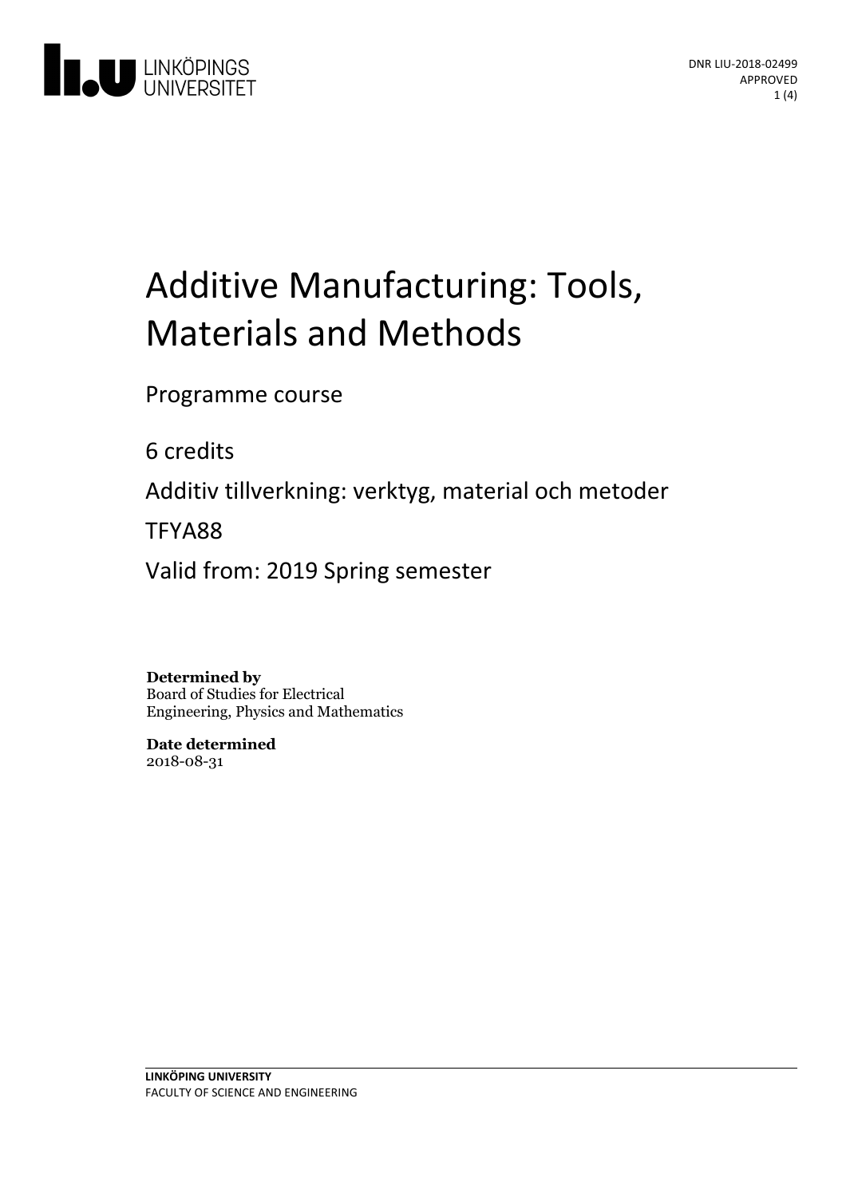DNR LIU-2018-02499
APPROVED

# Additive Manufacturing: Tools, Materials and Methods

Programme course

6 credits

Additiv tillverkning: verktyg, material och metoder

TFYA88

Valid from: 2019 Spring semester

**Determined by**
Board of Studies for Electrical Engineering, Physics and Mathematics

**Date determined**
2018-08-31

**LINKÖPING UNIVERSITY**
FACULTY OF SCIENCE AND ENGINEERING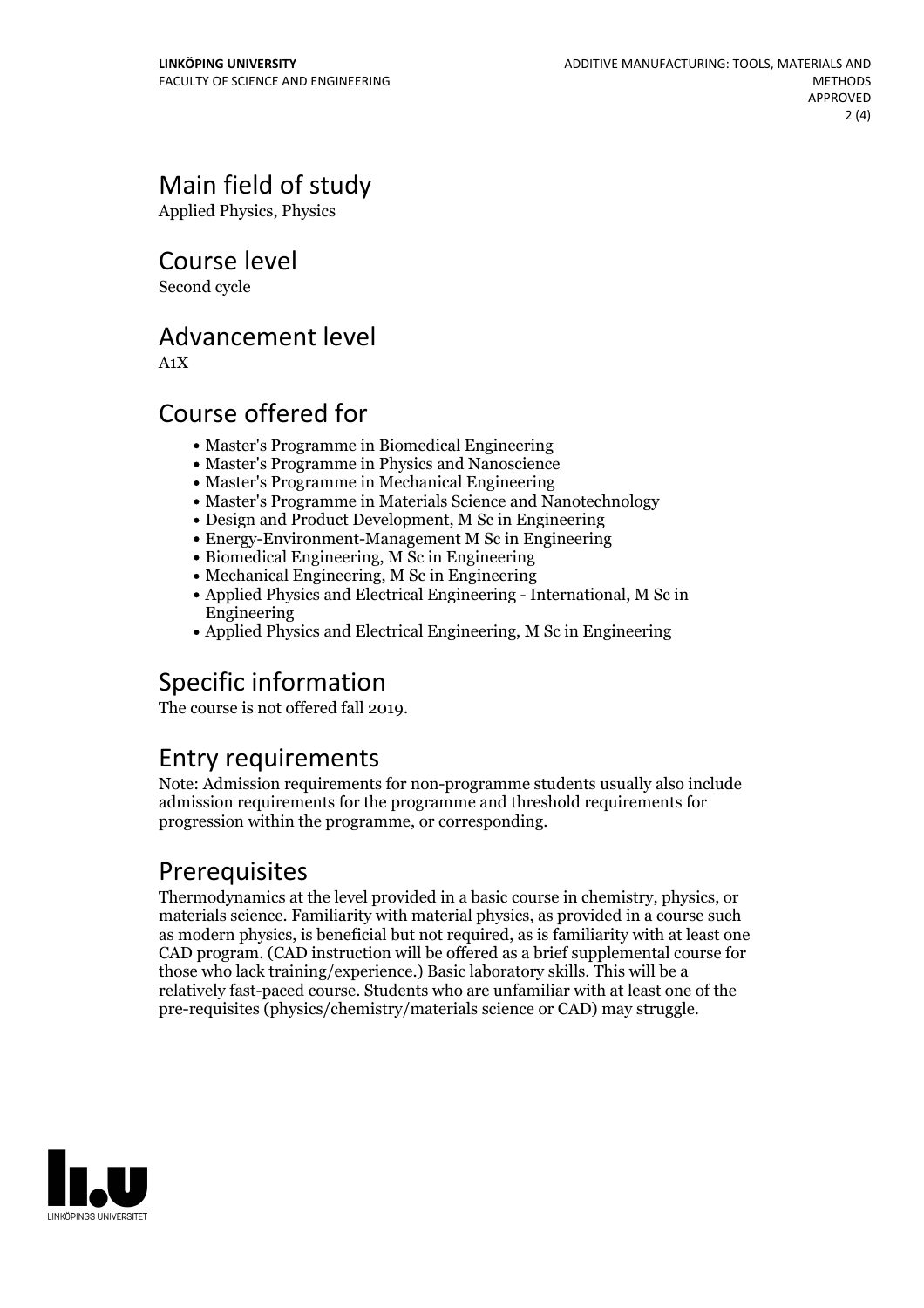## Main field of study

Applied Physics, Physics

## Course level

Second cycle

## Advancement level

A1X

## Course offered for

- Master's Programme in Biomedical Engineering
- Master's Programme in Physics and Nanoscience
- Master's Programme in Mechanical Engineering
- Master's Programme in Materials Science and Nanotechnology
- Design and Product Development, M Sc in Engineering
- Energy-Environment-Management M Sc in Engineering
- Biomedical Engineering, M Sc in Engineering
- Mechanical Engineering, M Sc in Engineering
- Applied Physics and Electrical Engineering - International, M Sc in Engineering
- Applied Physics and Electrical Engineering, M Sc in Engineering

## Specific information

The course is not offered fall 2019.

## Entry requirements

Note: Admission requirements for non-programme students usually also include admission requirements for the programme and threshold requirements for progression within the programme, or corresponding.

## Prerequisites

Thermodynamics at the level provided in a basic course in chemistry, physics, or materials science. Familiarity with material physics, as provided in a course such as modern physics, is beneficial but not required, as is familiarity with at least one CAD program. (CAD instruction will be offered as a brief supplemental course for those who lack training/experience.) Basic laboratory skills. This will be a relatively fast-paced course. Students who are unfamiliar with at least one of the pre-requisites (physics/chemistry/materials science or CAD) may struggle.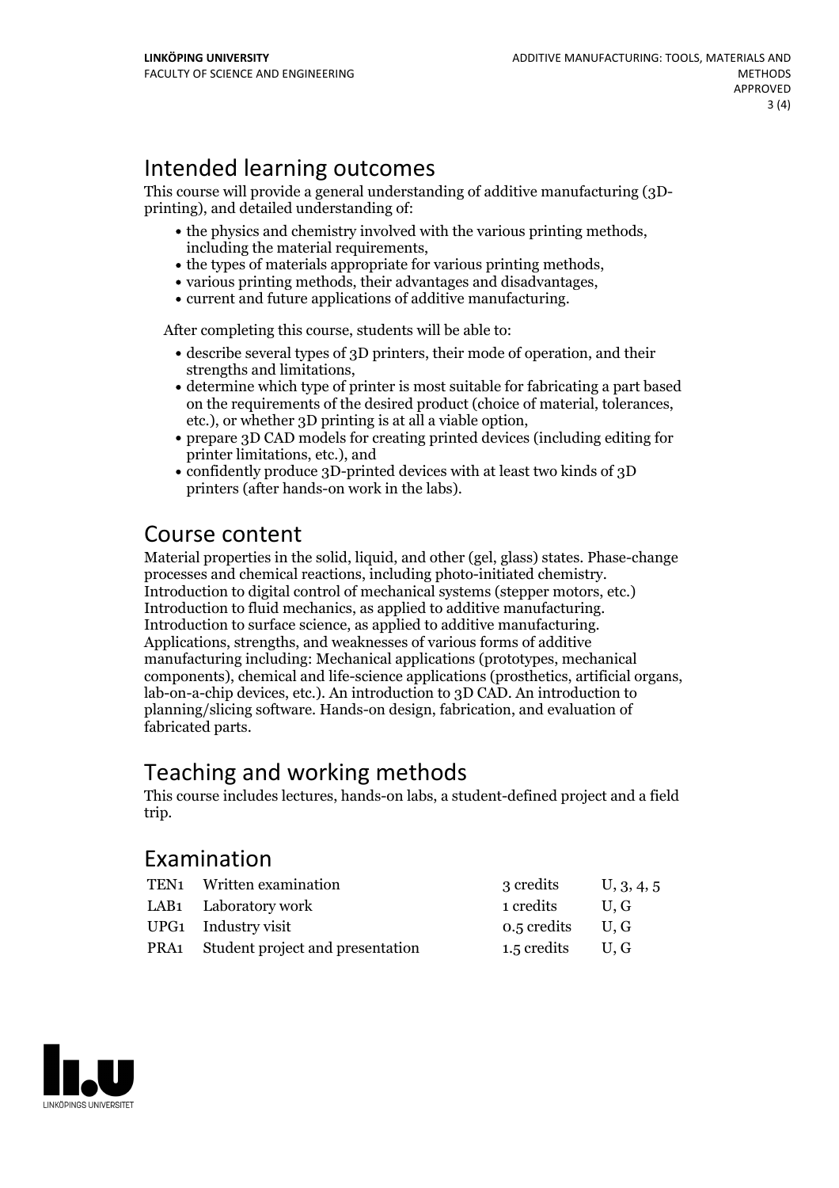## Intended learning outcomes

This course will provide a general understanding of additive manufacturing (3D-printing), and detailed understanding of:

- the physics and chemistry involved with the various printing methods, including the material requirements,
- the types of materials appropriate for various printing methods,
- various printing methods, their advantages and disadvantages,
- current and future applications of additive manufacturing.

After completing this course, students will be able to:

- describe several types of 3D printers, their mode of operation, and their strengths and limitations,
- determine which type of printer is most suitable for fabricating a part based on the requirements of the desired product (choice of material, tolerances, etc.), or whether 3D printing is at all a viable option,
- prepare 3D CAD models for creating printed devices (including editing for printer limitations, etc.), and
- confidently produce 3D-printed devices with at least two kinds of 3D printers (after hands-on work in the labs).

## Course content

Material properties in the solid, liquid, and other (gel, glass) states. Phase-change processes and chemical reactions, including photo-initiated chemistry. Introduction to digital control of mechanical systems (stepper motors, etc.) Introduction to fluid mechanics, as applied to additive manufacturing. Introduction to surface science, as applied to additive manufacturing. Applications, strengths, and weaknesses of various forms of additive manufacturing including: Mechanical applications (prototypes, mechanical components), chemical and life-science applications (prosthetics, artificial organs, lab-on-a-chip devices, etc.). An introduction to 3D CAD. An introduction to planning/slicing software. Hands-on design, fabrication, and evaluation of fabricated parts.

## Teaching and working methods

This course includes lectures, hands-on labs, a student-defined project and a field trip.

## Examination

| | | | |
|---|---|---|---|
| TEN1 | Written examination | 3 credits | U, 3, 4, 5 |
| LAB1 | Laboratory work | 1 credits | U, G |
| UPG1 | Industry visit | 0.5 credits | U, G |
| PRA1 | Student project and presentation | 1.5 credits | U, G |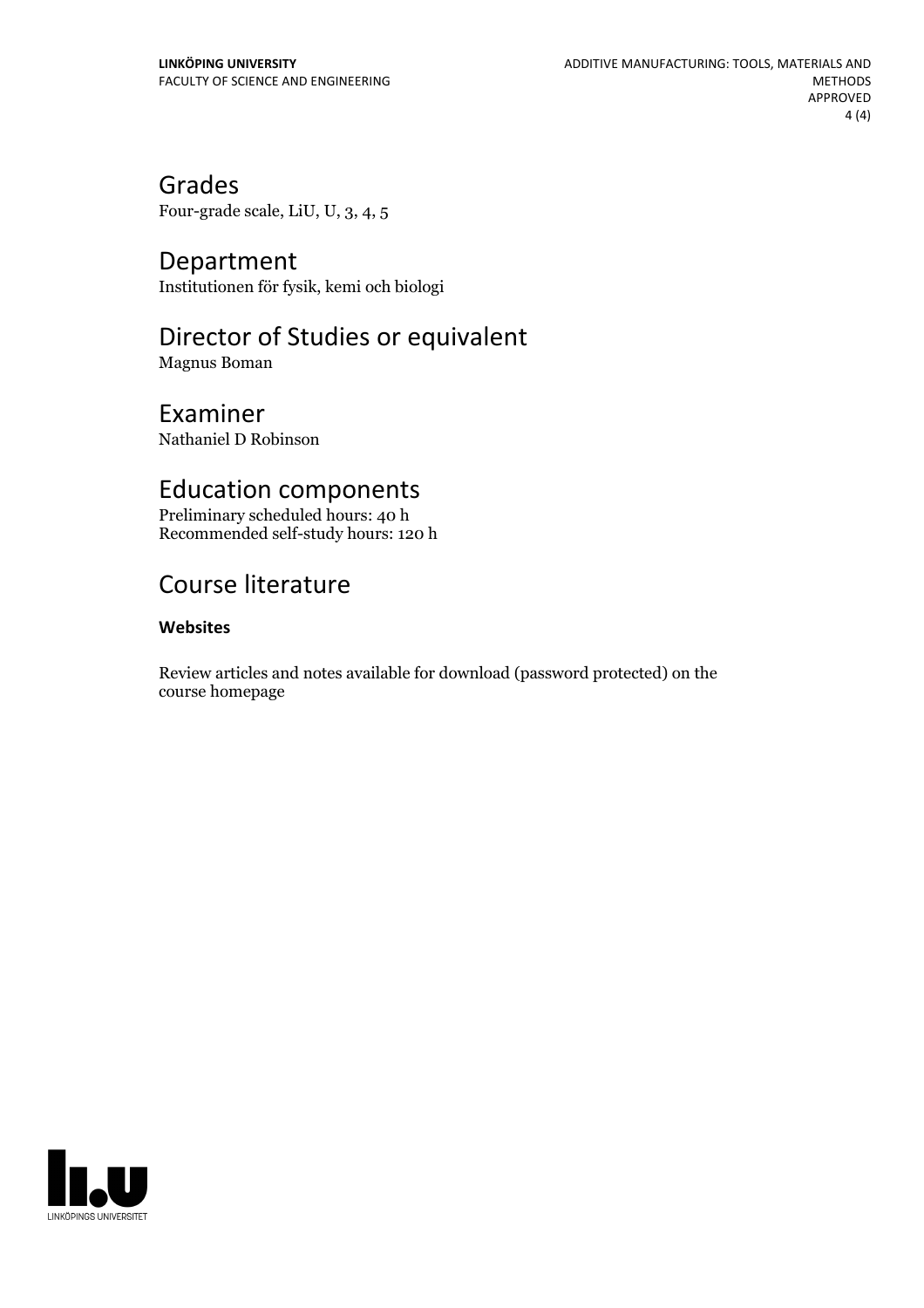## Grades

Four-grade scale, LiU, U, 3, 4, 5

## Department

Institutionen för fysik, kemi och biologi

## Director of Studies or equivalent

Magnus Boman

## Examiner

Nathaniel D Robinson

## Education components

Preliminary scheduled hours: 40 h
Recommended self-study hours: 120 h

## Course literature

**Websites**

Review articles and notes available for download (password protected) on the course homepage